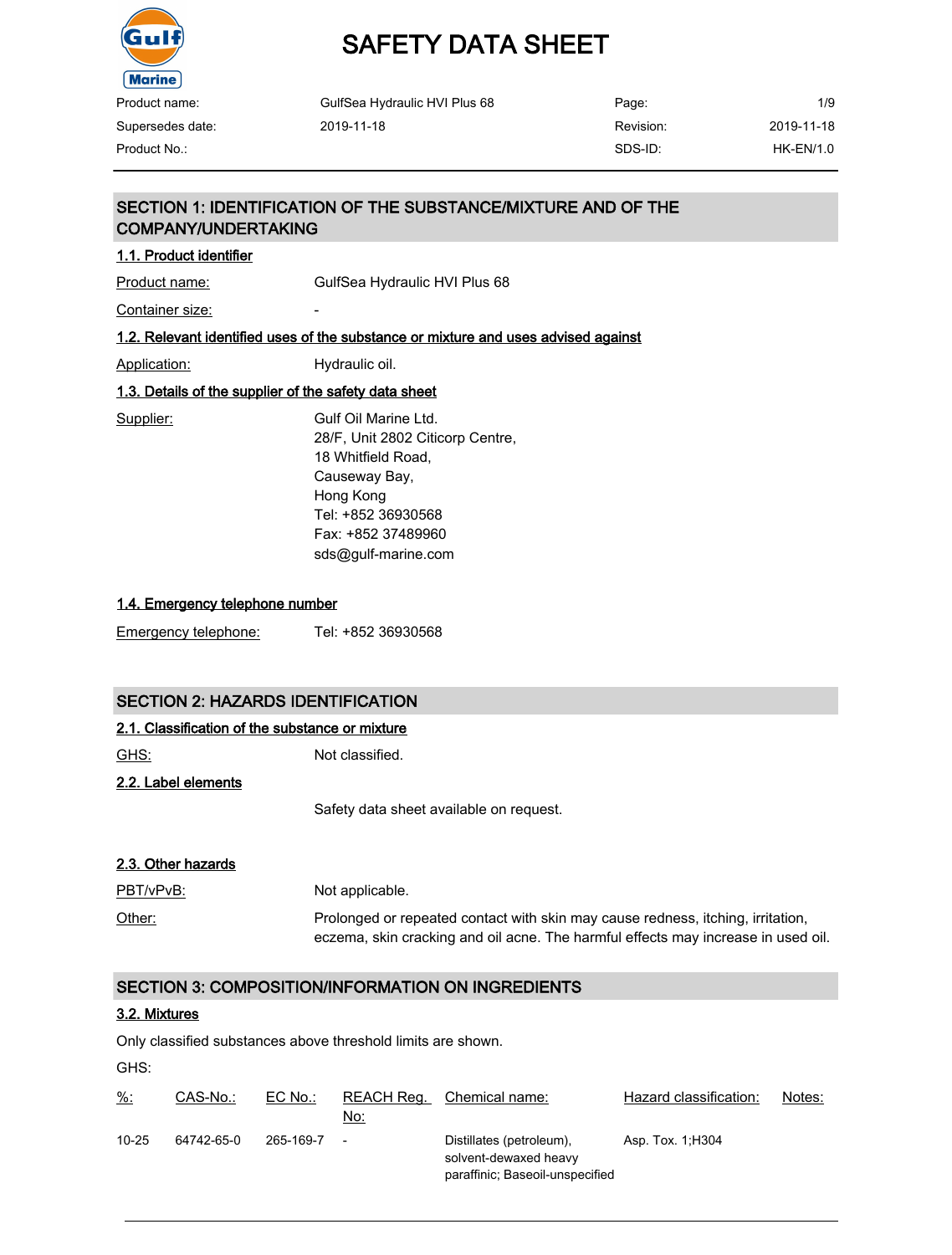# SAFETY DATA SHEET

| Product name: | GulfSea Hydraulic HVI Plus 68 | Page: | 1/9 |
|---|---|---|---|
| Supersedes date: | 2019-11-18 | Revision: | 2019-11-18 |
| Product No.: | | SDS-ID: | HK-EN/1.0 |

## SECTION 1: IDENTIFICATION OF THE SUBSTANCE/MIXTURE AND OF THE COMPANY/UNDERTAKING

### 1.1. Product identifier

Product name: GulfSea Hydraulic HVI Plus 68

Container size: -

### 1.2. Relevant identified uses of the substance or mixture and uses advised against

Application: Hydraulic oil.

### 1.3. Details of the supplier of the safety data sheet

Supplier:
Gulf Oil Marine Ltd.
28/F, Unit 2802 Citicorp Centre,
18 Whitfield Road,
Causeway Bay,
Hong Kong
Tel: +852 36930568
Fax: +852 37489960
sds@gulf-marine.com

### 1.4. Emergency telephone number

Emergency telephone: Tel: +852 36930568

## SECTION 2: HAZARDS IDENTIFICATION

### 2.1. Classification of the substance or mixture

GHS: Not classified.

### 2.2. Label elements

Safety data sheet available on request.

### 2.3. Other hazards

PBT/vPvB: Not applicable.

Other: Prolonged or repeated contact with skin may cause redness, itching, irritation, eczema, skin cracking and oil acne. The harmful effects may increase in used oil.

## SECTION 3: COMPOSITION/INFORMATION ON INGREDIENTS

### 3.2. Mixtures

Only classified substances above threshold limits are shown.

GHS:

| %: | CAS-No.: | EC No.: | REACH Reg. No: | Chemical name: | Hazard classification: | Notes: |
|---|---|---|---|---|---|---|
| 10-25 | 64742-65-0 | 265-169-7 | - | Distillates (petroleum), solvent-dewaxed heavy paraffinic; Baseoil-unspecified | Asp. Tox. 1;H304 | |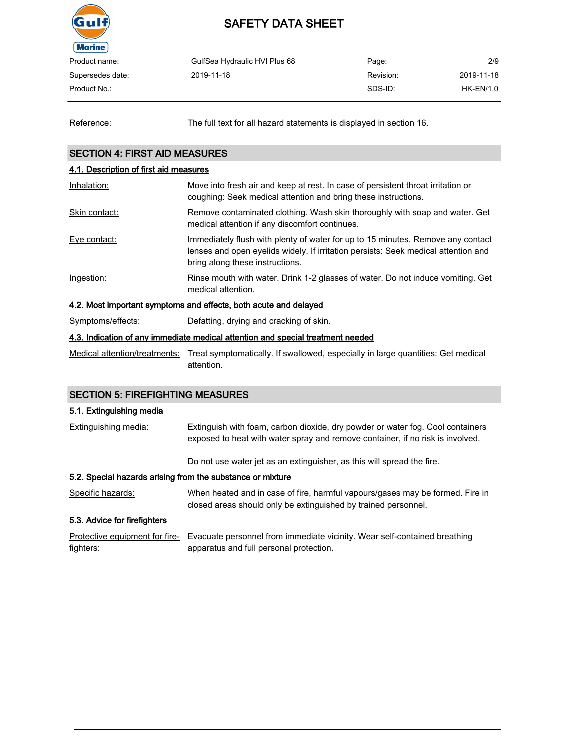| | |
|---|---|
| Reference: | The full text for all hazard statements is displayed in section 16. |

## SECTION 4: FIRST AID MEASURES

### 4.1. Description of first aid measures

| | |
|---|---|
| Inhalation: | Move into fresh air and keep at rest. In case of persistent throat irritation or coughing: Seek medical attention and bring these instructions. |
| Skin contact: | Remove contaminated clothing. Wash skin thoroughly with soap and water. Get medical attention if any discomfort continues. |
| Eye contact: | Immediately flush with plenty of water for up to 15 minutes. Remove any contact lenses and open eyelids widely. If irritation persists: Seek medical attention and bring along these instructions. |
| Ingestion: | Rinse mouth with water. Drink 1-2 glasses of water. Do not induce vomiting. Get medical attention. |

### 4.2. Most important symptoms and effects, both acute and delayed

| | |
|---|---|
| Symptoms/effects: | Defatting, drying and cracking of skin. |

### 4.3. Indication of any immediate medical attention and special treatment needed

| | |
|---|---|
| Medical attention/treatments: | Treat symptomatically. If swallowed, especially in large quantities: Get medical attention. |

## SECTION 5: FIREFIGHTING MEASURES

### 5.1. Extinguishing media

| | |
|---|---|
| Extinguishing media: | Extinguish with foam, carbon dioxide, dry powder or water fog. Cool containers exposed to heat with water spray and remove container, if no risk is involved.<br><br>Do not use water jet as an extinguisher, as this will spread the fire. |

### 5.2. Special hazards arising from the substance or mixture

| | |
|---|---|
| Specific hazards: | When heated and in case of fire, harmful vapours/gases may be formed. Fire in closed areas should only be extinguished by trained personnel. |

### 5.3. Advice for firefighters

| | |
|---|---|
| Protective equipment for fire-fighters: | Evacuate personnel from immediate vicinity. Wear self-contained breathing apparatus and full personal protection. |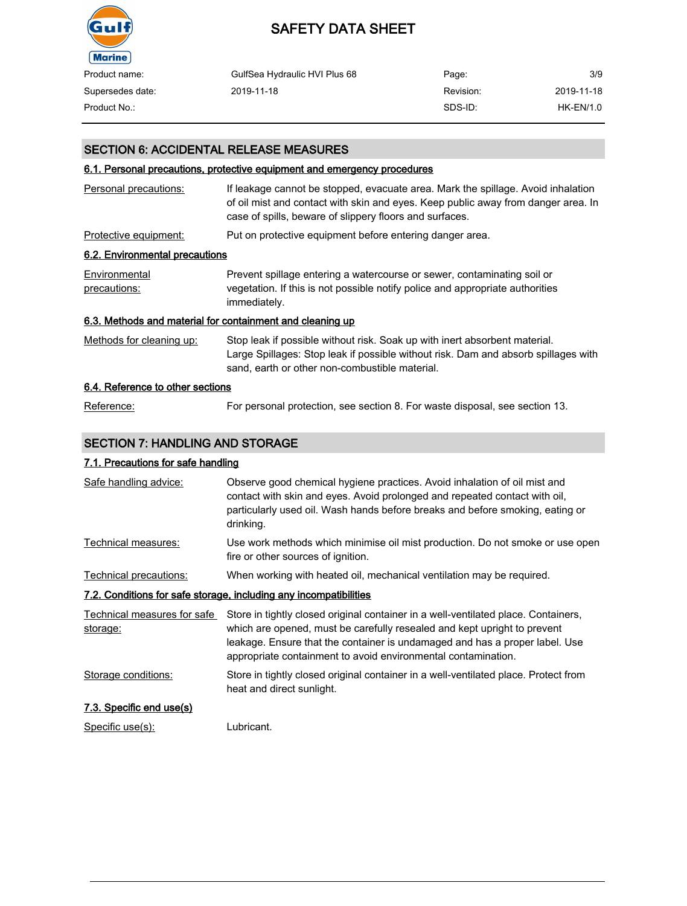## SECTION 6: ACCIDENTAL RELEASE MEASURES

### 6.1. Personal precautions, protective equipment and emergency procedures

| | |
|---|---|
| Personal precautions: | If leakage cannot be stopped, evacuate area. Mark the spillage. Avoid inhalation of oil mist and contact with skin and eyes. Keep public away from danger area. In case of spills, beware of slippery floors and surfaces. |
| Protective equipment: | Put on protective equipment before entering danger area. |

### 6.2. Environmental precautions

| | |
|---|---|
| Environmental precautions: | Prevent spillage entering a watercourse or sewer, contaminating soil or vegetation. If this is not possible notify police and appropriate authorities immediately. |

### 6.3. Methods and material for containment and cleaning up

| | |
|---|---|
| Methods for cleaning up: | Stop leak if possible without risk. Soak up with inert absorbent material. Large Spillages: Stop leak if possible without risk. Dam and absorb spillages with sand, earth or other non-combustible material. |

### 6.4. Reference to other sections

| | |
|---|---|
| Reference: | For personal protection, see section 8. For waste disposal, see section 13. |

## SECTION 7: HANDLING AND STORAGE

### 7.1. Precautions for safe handling

| | |
|---|---|
| Safe handling advice: | Observe good chemical hygiene practices. Avoid inhalation of oil mist and contact with skin and eyes. Avoid prolonged and repeated contact with oil, particularly used oil. Wash hands before breaks and before smoking, eating or drinking. |
| Technical measures: | Use work methods which minimise oil mist production. Do not smoke or use open fire or other sources of ignition. |
| Technical precautions: | When working with heated oil, mechanical ventilation may be required. |

### 7.2. Conditions for safe storage, including any incompatibilities

| | |
|---|---|
| Technical measures for safe storage: | Store in tightly closed original container in a well-ventilated place. Containers, which are opened, must be carefully resealed and kept upright to prevent leakage. Ensure that the container is undamaged and has a proper label. Use appropriate containment to avoid environmental contamination. |
| Storage conditions: | Store in tightly closed original container in a well-ventilated place. Protect from heat and direct sunlight. |

### 7.3. Specific end use(s)

| | |
|---|---|
| Specific use(s): | Lubricant. |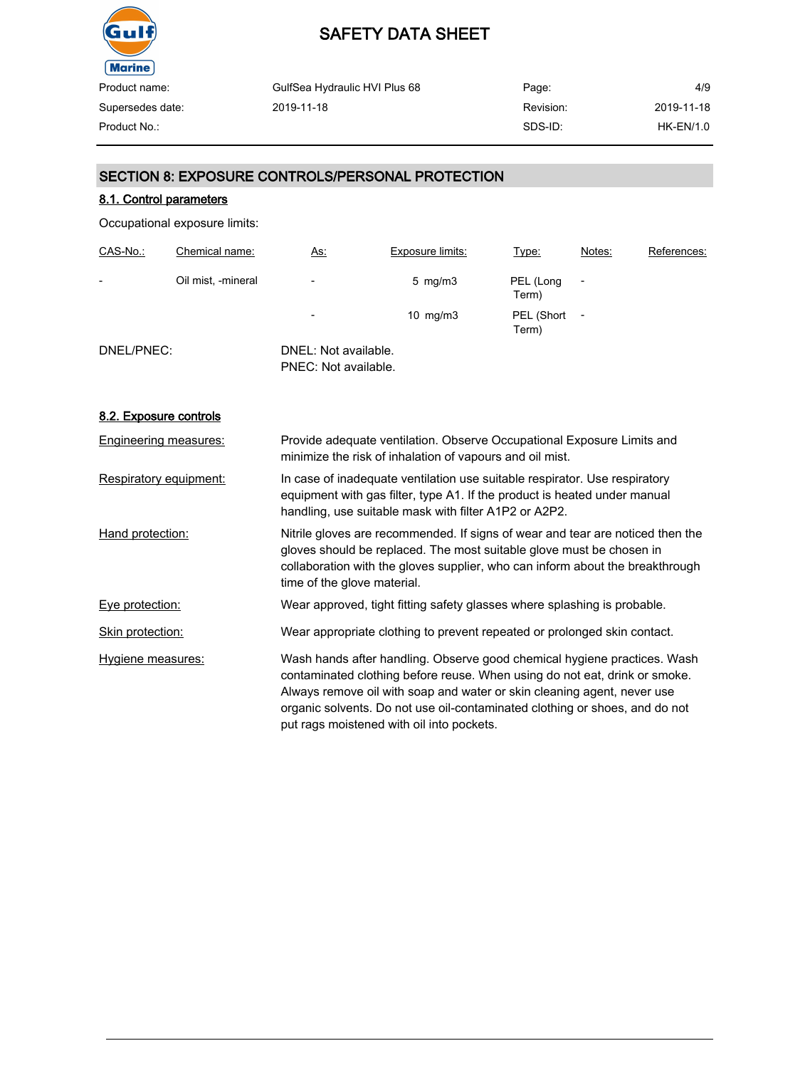## SECTION 8: EXPOSURE CONTROLS/PERSONAL PROTECTION

### 8.1. Control parameters

Occupational exposure limits:

| CAS-No.: | Chemical name: | As: | Exposure limits: | Type: | Notes: | References: |
|---|---|---|---|---|---|---|
| - | Oil mist, -mineral | - | 5 mg/m3 | PEL (Long Term) | - | |
| | | - | 10 mg/m3 | PEL (Short Term) | - | |

DNEL/PNEC: DNEL: Not available.
PNEC: Not available.

### 8.2. Exposure controls

**Engineering measures:** Provide adequate ventilation. Observe Occupational Exposure Limits and minimize the risk of inhalation of vapours and oil mist.

**Respiratory equipment:** In case of inadequate ventilation use suitable respirator. Use respiratory equipment with gas filter, type A1. If the product is heated under manual handling, use suitable mask with filter A1P2 or A2P2.

**Hand protection:** Nitrile gloves are recommended. If signs of wear and tear are noticed then the gloves should be replaced. The most suitable glove must be chosen in collaboration with the gloves supplier, who can inform about the breakthrough time of the glove material.

**Eye protection:** Wear approved, tight fitting safety glasses where splashing is probable.

**Skin protection:** Wear appropriate clothing to prevent repeated or prolonged skin contact.

**Hygiene measures:** Wash hands after handling. Observe good chemical hygiene practices. Wash contaminated clothing before reuse. When using do not eat, drink or smoke. Always remove oil with soap and water or skin cleaning agent, never use organic solvents. Do not use oil-contaminated clothing or shoes, and do not put rags moistened with oil into pockets.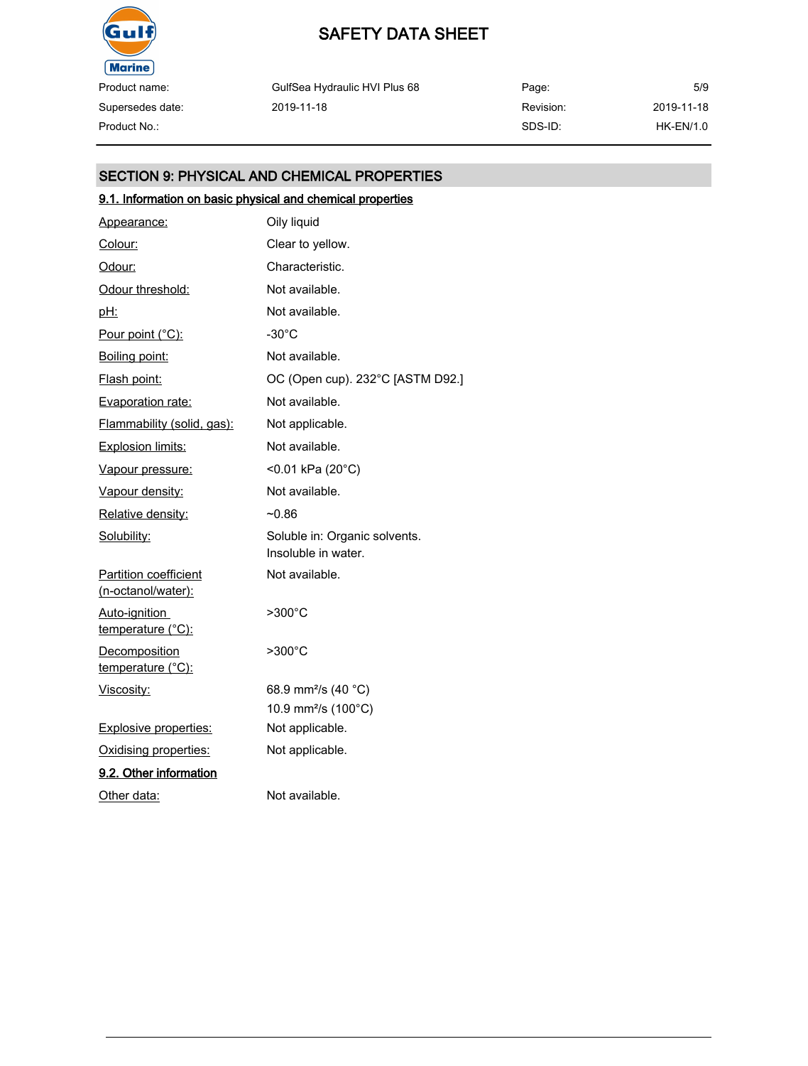## SECTION 9: PHYSICAL AND CHEMICAL PROPERTIES

### 9.1. Information on basic physical and chemical properties

| | |
|---|---|
| Appearance: | Oily liquid |
| Colour: | Clear to yellow. |
| Odour: | Characteristic. |
| Odour threshold: | Not available. |
| pH: | Not available. |
| Pour point (°C): | -30°C |
| Boiling point: | Not available. |
| Flash point: | OC (Open cup). 232°C [ASTM D92.] |
| Evaporation rate: | Not available. |
| Flammability (solid, gas): | Not applicable. |
| Explosion limits: | Not available. |
| Vapour pressure: | <0.01 kPa (20°C) |
| Vapour density: | Not available. |
| Relative density: | ~0.86 |
| Solubility: | Soluble in: Organic solvents.<br>Insoluble in water. |
| Partition coefficient (n-octanol/water): | Not available. |
| Auto-ignition temperature (°C): | >300°C |
| Decomposition temperature (°C): | >300°C |
| Viscosity: | 68.9 $mm^2/s$ (40 °C)<br>10.9 $mm^2/s$ (100°C) |
| Explosive properties: | Not applicable. |
| Oxidising properties: | Not applicable. |

### 9.2. Other information

| | |
|---|---|
| Other data: | Not available. |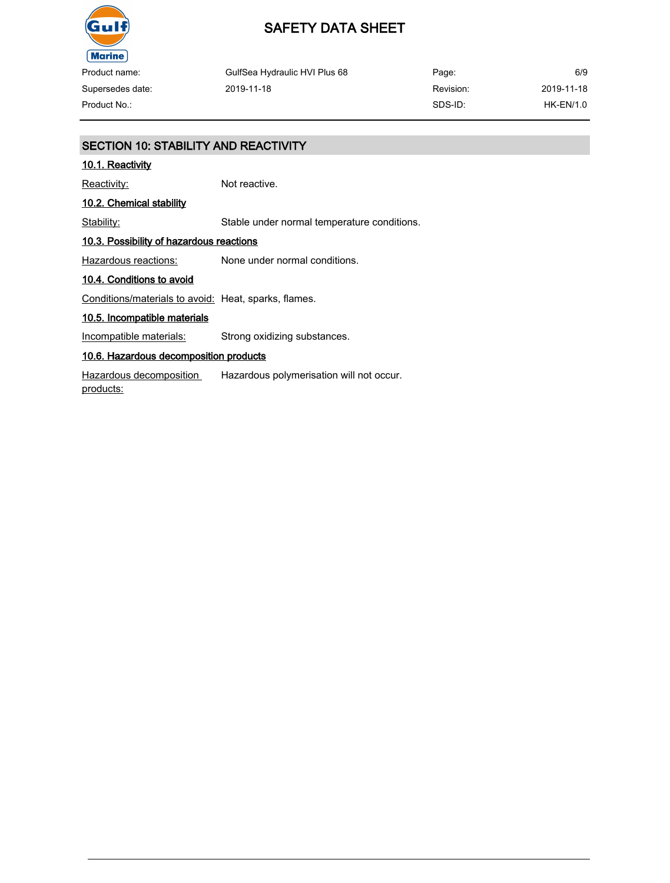## SECTION 10: STABILITY AND REACTIVITY

### 10.1. Reactivity

Reactivity: Not reactive.

### 10.2. Chemical stability

Stability: Stable under normal temperature conditions.

### 10.3. Possibility of hazardous reactions

Hazardous reactions: None under normal conditions.

### 10.4. Conditions to avoid

Conditions/materials to avoid: Heat, sparks, flames.

### 10.5. Incompatible materials

Incompatible materials: Strong oxidizing substances.

### 10.6. Hazardous decomposition products

Hazardous decomposition products: Hazardous polymerisation will not occur.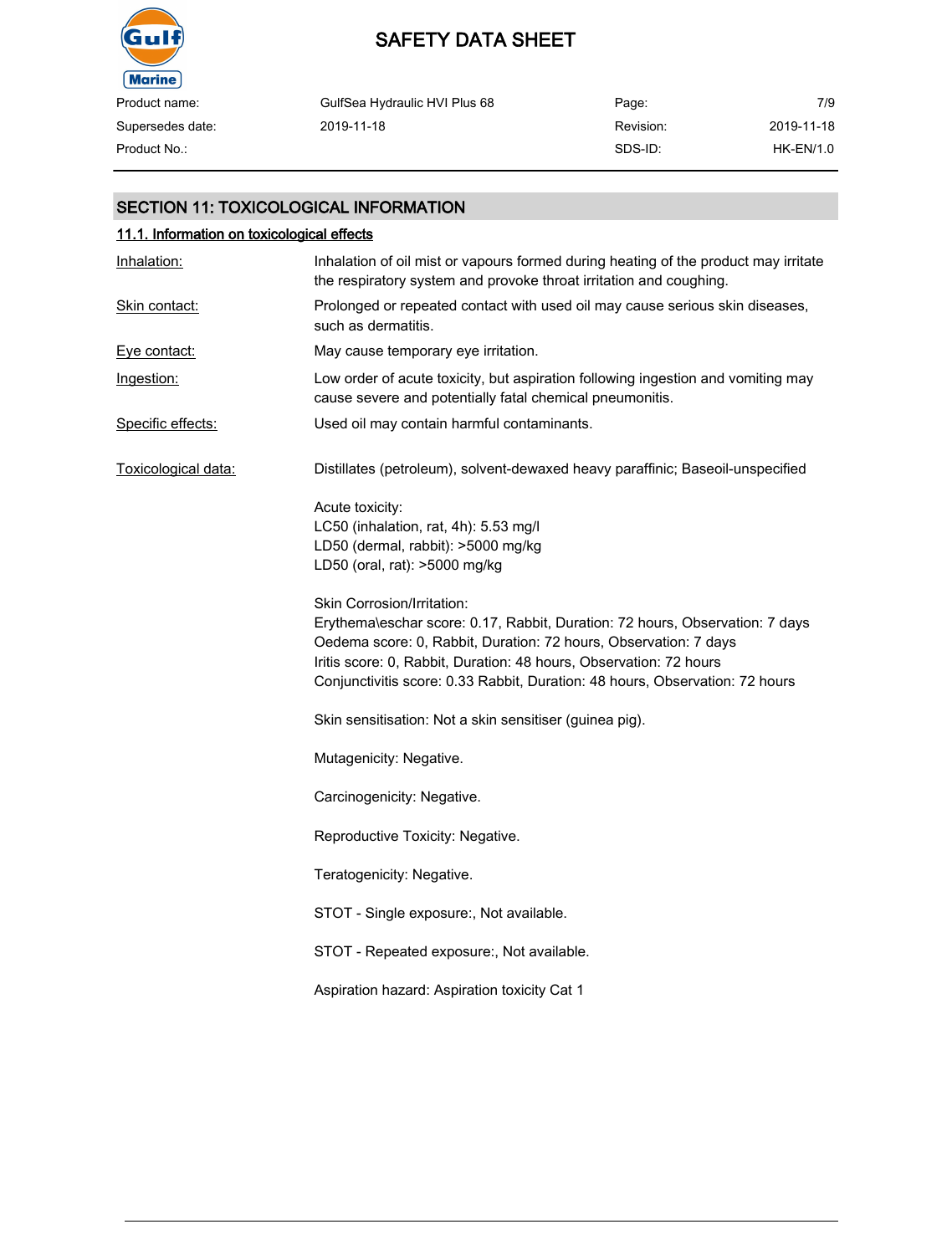## SECTION 11: TOXICOLOGICAL INFORMATION

### 11.1. Information on toxicological effects

**Inhalation:** Inhalation of oil mist or vapours formed during heating of the product may irritate the respiratory system and provoke throat irritation and coughing.

**Skin contact:** Prolonged or repeated contact with used oil may cause serious skin diseases, such as dermatitis.

**Eye contact:** May cause temporary eye irritation.

**Ingestion:** Low order of acute toxicity, but aspiration following ingestion and vomiting may cause severe and potentially fatal chemical pneumonitis.

**Specific effects:** Used oil may contain harmful contaminants.

**Toxicological data:** Distillates (petroleum), solvent-dewaxed heavy paraffinic; Baseoil-unspecified

Acute toxicity:
LC50 (inhalation, rat, 4h): 5.53 mg/l
LD50 (dermal, rabbit): >5000 mg/kg
LD50 (oral, rat): >5000 mg/kg

Skin Corrosion/Irritation:
Erythema\eschar score: 0.17, Rabbit, Duration: 72 hours, Observation: 7 days
Oedema score: 0, Rabbit, Duration: 72 hours, Observation: 7 days
Iritis score: 0, Rabbit, Duration: 48 hours, Observation: 72 hours
Conjunctivitis score: 0.33 Rabbit, Duration: 48 hours, Observation: 72 hours

Skin sensitisation: Not a skin sensitiser (guinea pig).

Mutagenicity: Negative.

Carcinogenicity: Negative.

Reproductive Toxicity: Negative.

Teratogenicity: Negative.

STOT - Single exposure:, Not available.

STOT - Repeated exposure:, Not available.

Aspiration hazard: Aspiration toxicity Cat 1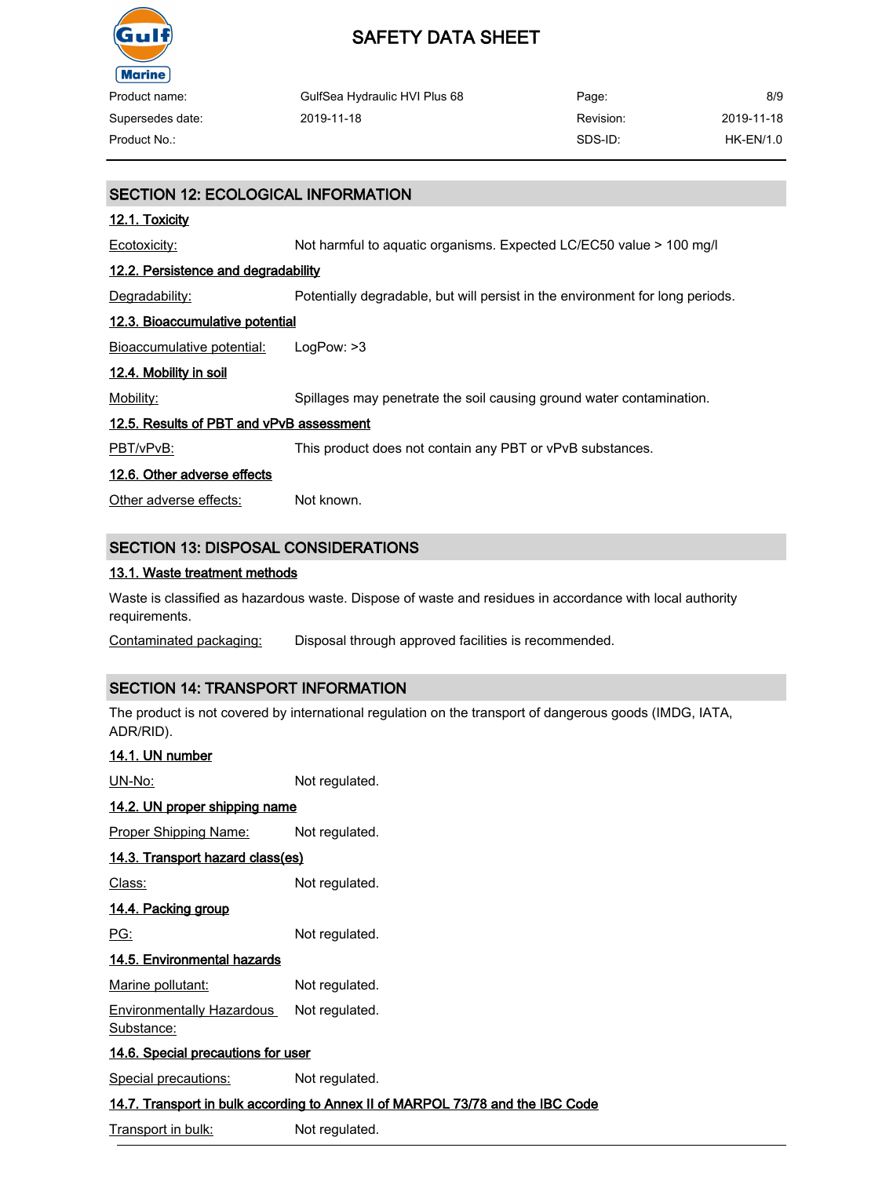## SECTION 12: ECOLOGICAL INFORMATION

### 12.1. Toxicity

Ecotoxicity: Not harmful to aquatic organisms. Expected LC/EC50 value > 100 mg/l

### 12.2. Persistence and degradability

Degradability: Potentially degradable, but will persist in the environment for long periods.

### 12.3. Bioaccumulative potential

Bioaccumulative potential: LogPow: >3

### 12.4. Mobility in soil

Mobility: Spillages may penetrate the soil causing ground water contamination.

### 12.5. Results of PBT and vPvB assessment

PBT/vPvB: This product does not contain any PBT or vPvB substances.

### 12.6. Other adverse effects

Other adverse effects: Not known.

## SECTION 13: DISPOSAL CONSIDERATIONS

### 13.1. Waste treatment methods

Waste is classified as hazardous waste. Dispose of waste and residues in accordance with local authority requirements.

Contaminated packaging: Disposal through approved facilities is recommended.

## SECTION 14: TRANSPORT INFORMATION

The product is not covered by international regulation on the transport of dangerous goods (IMDG, IATA, ADR/RID).

### 14.1. UN number

UN-No: Not regulated.

### 14.2. UN proper shipping name

Proper Shipping Name: Not regulated.

### 14.3. Transport hazard class(es)

Class: Not regulated.

### 14.4. Packing group

PG: Not regulated.

### 14.5. Environmental hazards

Marine pollutant: Not regulated.

Environmentally Hazardous Substance: Not regulated.

### 14.6. Special precautions for user

Special precautions: Not regulated.

### 14.7. Transport in bulk according to Annex II of MARPOL 73/78 and the IBC Code

Transport in bulk: Not regulated.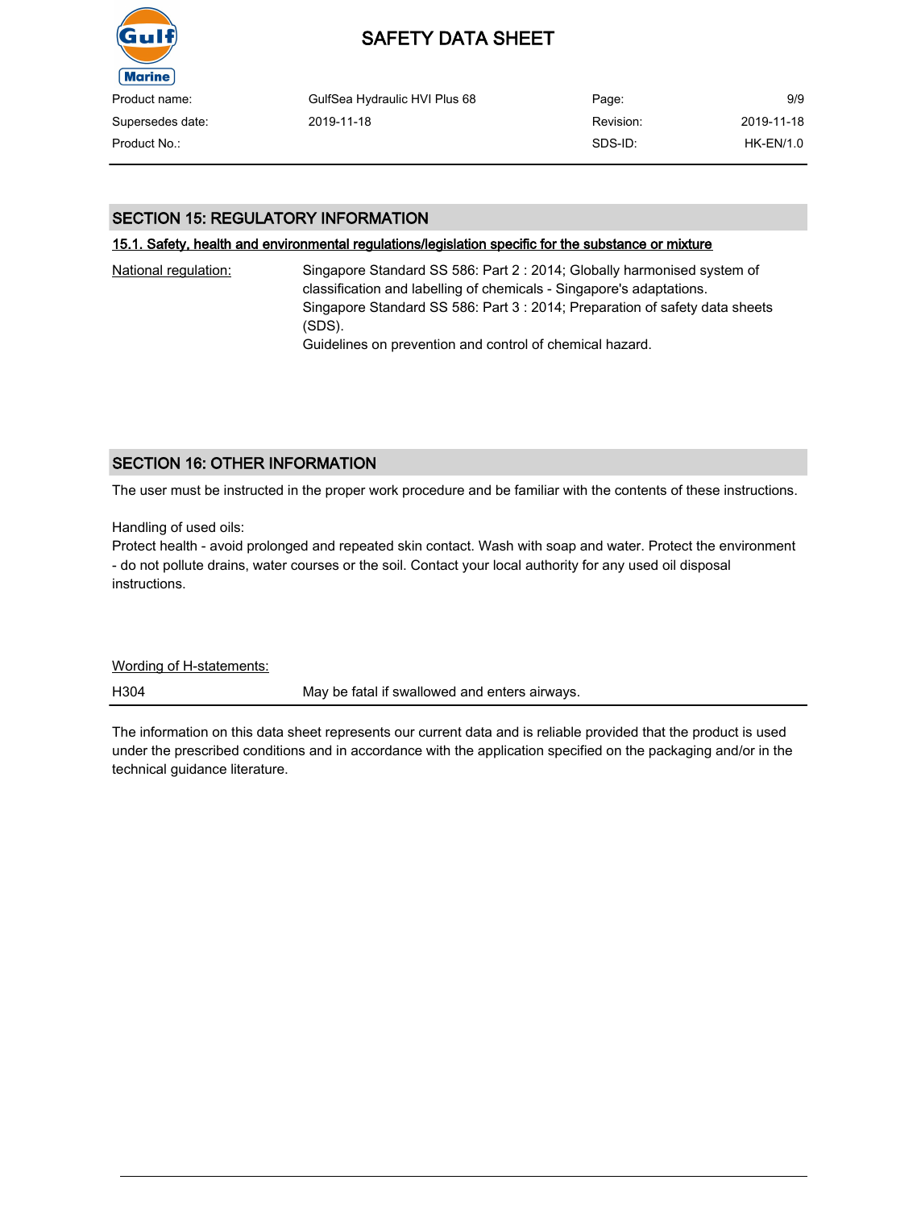## SECTION 15: REGULATORY INFORMATION

### 15.1. Safety, health and environmental regulations/legislation specific for the substance or mixture

| | |
|---|---|
| National regulation: | Singapore Standard SS 586: Part 2 : 2014; Globally harmonised system of classification and labelling of chemicals - Singapore's adaptations.<br>Singapore Standard SS 586: Part 3 : 2014; Preparation of safety data sheets (SDS).<br>Guidelines on prevention and control of chemical hazard. |

## SECTION 16: OTHER INFORMATION

The user must be instructed in the proper work procedure and be familiar with the contents of these instructions.

Handling of used oils:
Protect health - avoid prolonged and repeated skin contact. Wash with soap and water. Protect the environment - do not pollute drains, water courses or the soil. Contact your local authority for any used oil disposal instructions.

Wording of H-statements:

| | |
|---|---|
| H304 | May be fatal if swallowed and enters airways. |

The information on this data sheet represents our current data and is reliable provided that the product is used under the prescribed conditions and in accordance with the application specified on the packaging and/or in the technical guidance literature.